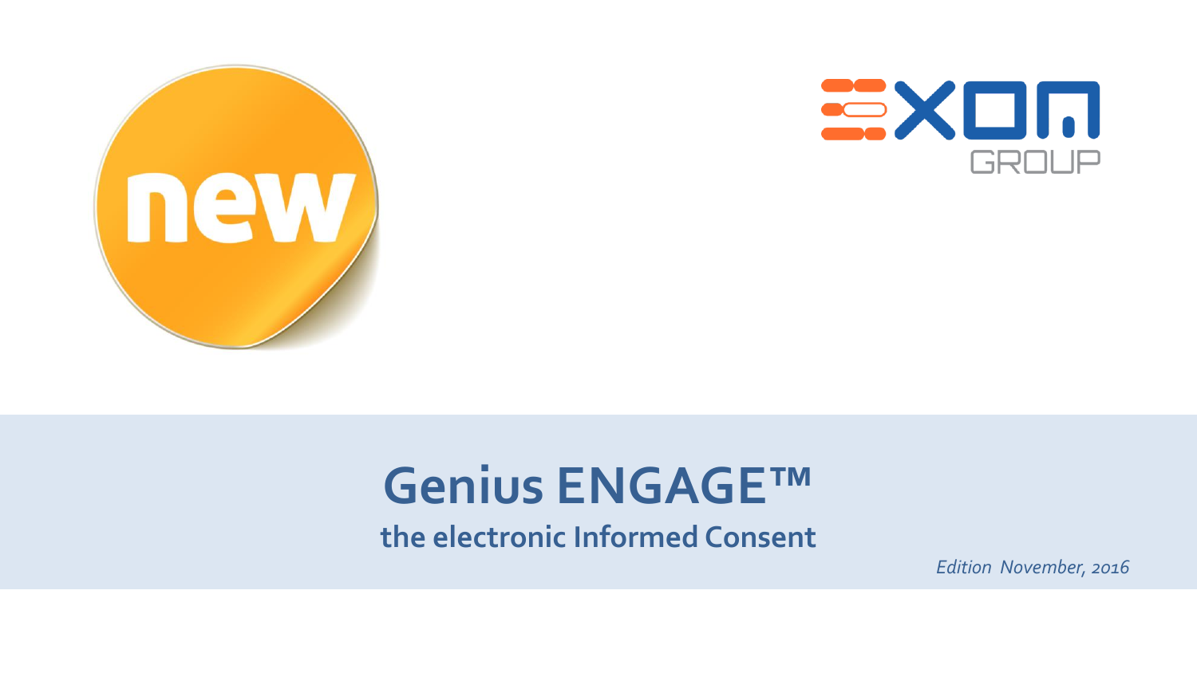new

EXOM GROUP

# Genius ENGAGE™

## the electronic Informed Consent

*Edition November, 2016*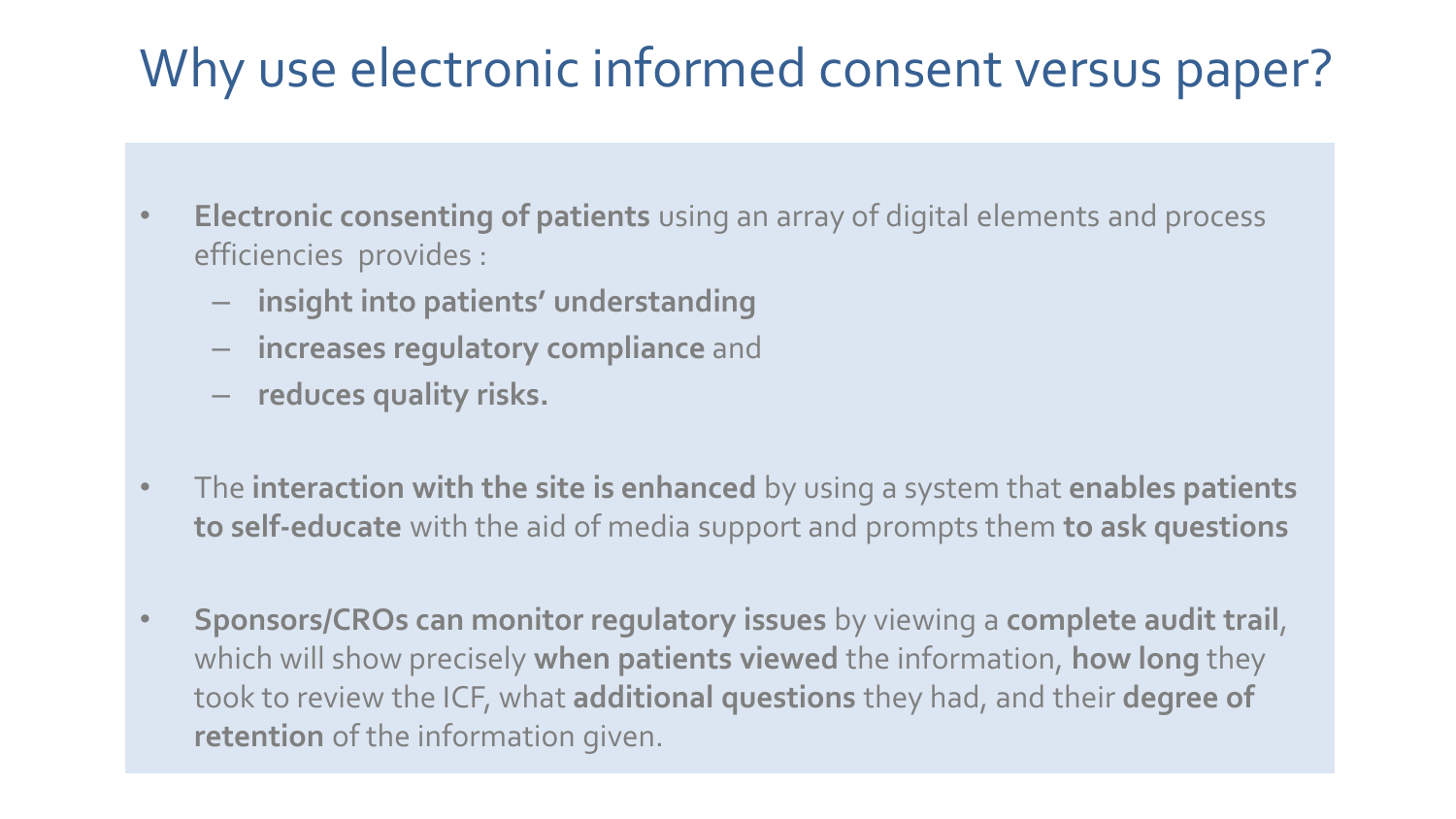# Why use electronic informed consent versus paper?

- **Electronic consenting of patients** using an array of digital elements and process efficiencies provides :
  - **insight into patients' understanding**
  - **increases regulatory compliance** and
  - **reduces quality risks.**

- The **interaction with the site is enhanced** by using a system that **enables patients to self-educate** with the aid of media support and prompts them **to ask questions**

- **Sponsors/CROs can monitor regulatory issues** by viewing a **complete audit trail**, which will show precisely **when patients viewed** the information, **how long** they took to review the ICF, what **additional questions** they had, and their **degree of retention** of the information given.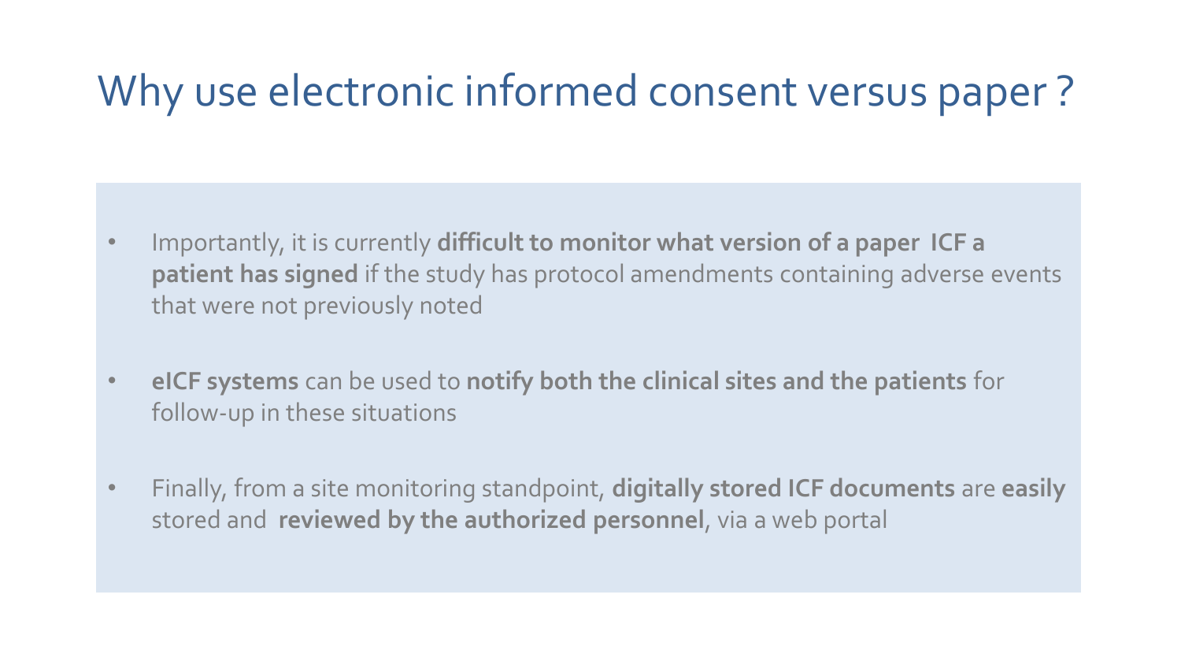# Why use electronic informed consent versus paper ?

- Importantly, it is currently **difficult to monitor what version of a paper ICF a patient has signed** if the study has protocol amendments containing adverse events that were not previously noted
- **eICF systems** can be used to **notify both the clinical sites and the patients** for follow-up in these situations
- Finally, from a site monitoring standpoint, **digitally stored ICF documents** are **easily** stored and **reviewed by the authorized personnel**, via a web portal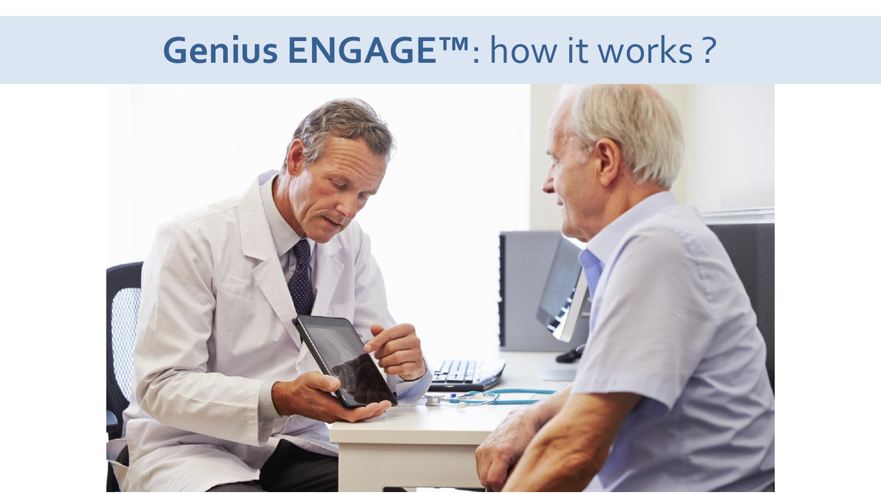# **Genius ENGAGE™**: how it works ?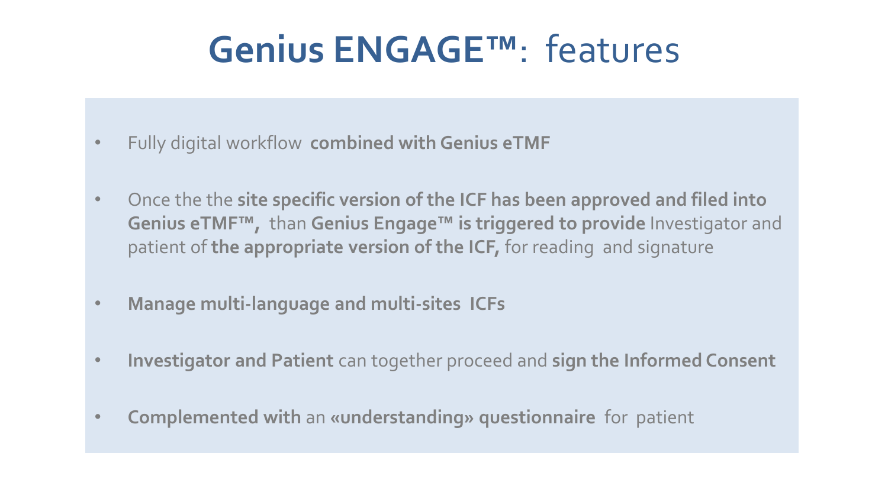# **Genius ENGAGE™**: features

- Fully digital workflow **combined with Genius eTMF**
- Once the the **site specific version of the ICF has been approved and filed into Genius eTMF™,** than **Genius Engage™ is triggered to provide** Investigator and patient of **the appropriate version of the ICF,** for reading and signature
- **Manage multi-language and multi-sites ICFs**
- **Investigator and Patient** can together proceed and **sign the Informed Consent**
- **Complemented with** an **«understanding» questionnaire** for patient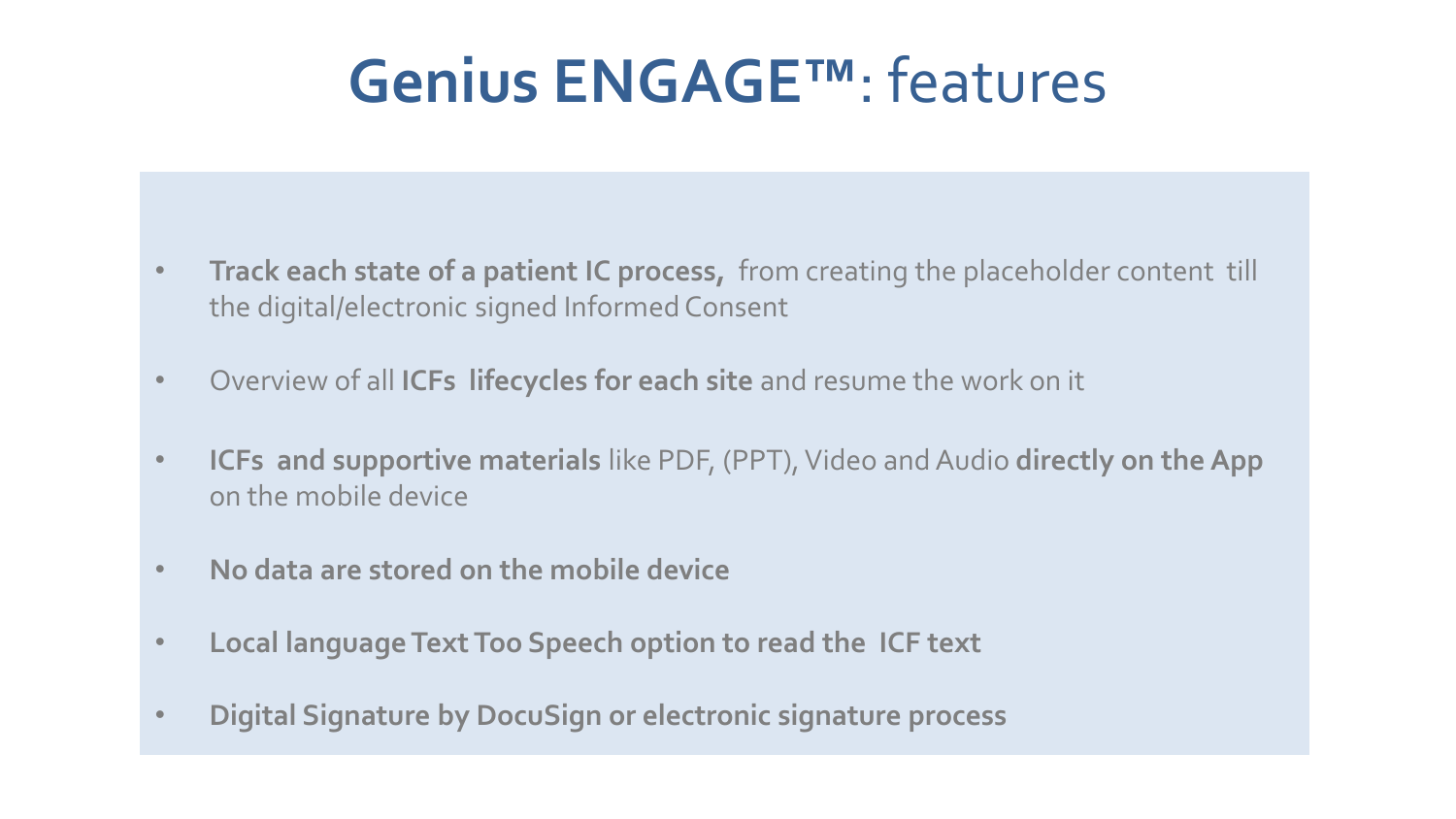# **Genius ENGAGE™**: features

- **Track each state of a patient IC process,** from creating the placeholder content till the digital/electronic signed Informed Consent
- Overview of all **ICFs lifecycles for each site** and resume the work on it
- **ICFs and supportive materials** like PDF, (PPT), Video and Audio **directly on the App** on the mobile device
- **No data are stored on the mobile device**
- **Local language Text Too Speech option to read the ICF text**
- **Digital Signature by DocuSign or electronic signature process**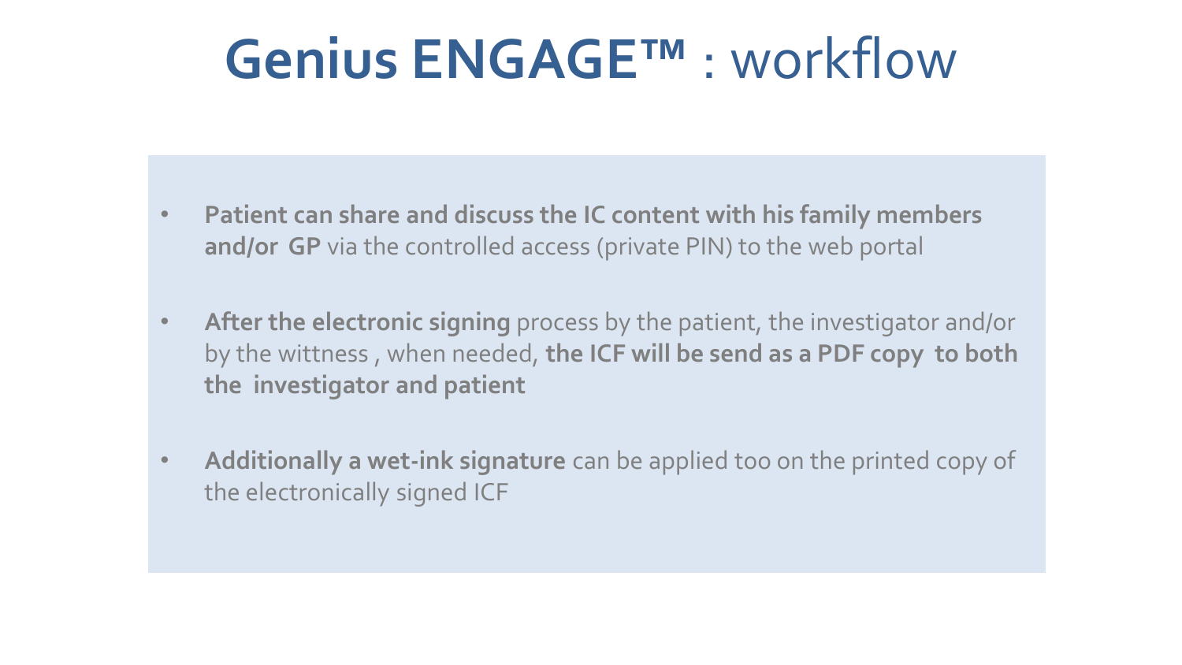# **Genius ENGAGE™** : workflow

- **Patient can share and discuss the IC content with his family members and/or GP** via the controlled access (private PIN) to the web portal
- **After the electronic signing** process by the patient, the investigator and/or by the wittness , when needed, **the ICF will be send as a PDF copy to both the investigator and patient**
- **Additionally a wet-ink signature** can be applied too on the printed copy of the electronically signed ICF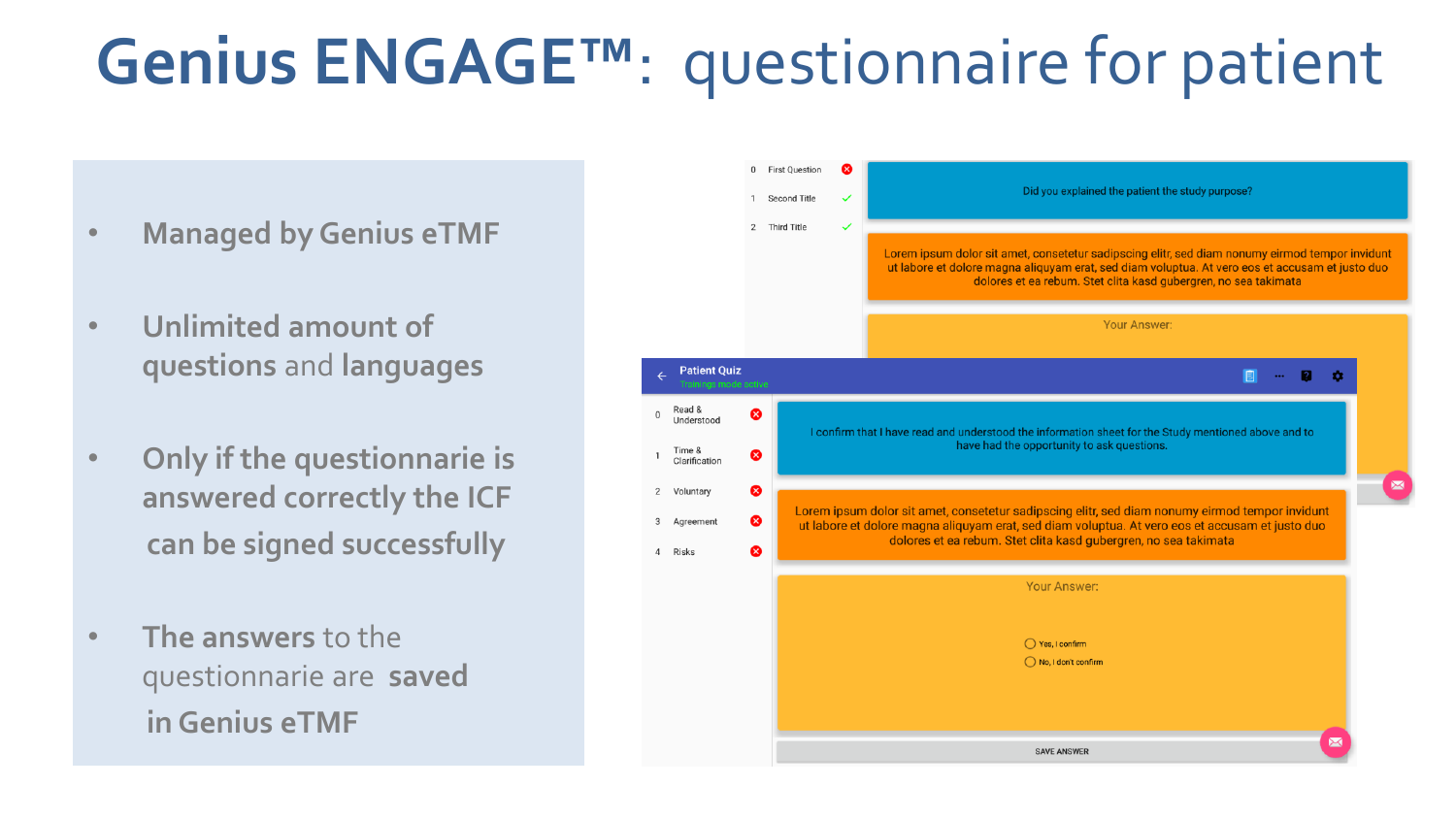# Genius ENGAGE™: questionnaire for patient

- **Managed by Genius eTMF**
- **Unlimited amount of questions** and **languages**
- **Only if the questionnarie is answered correctly the ICF can be signed successfully**
- **The answers** to the questionnarie are **saved in Genius eTMF**

0 First Question
1 Second Title
2 Third Title

Did you explained the patient the study purpose?

Lorem ipsum dolor sit amet, consetetur sadipscing elitr, sed diam nonumy eirmod tempor invidunt ut labore et dolore magna aliquyam erat, sed diam voluptua. At vero eos et accusam et justo duo dolores et ea rebum. Stet clita kasd gubergren, no sea takimata

Your Answer:

Patient Quiz
Trainings mode active

0 Read & Understood
1 Time & Clarification
2 Voluntary
3 Agreement
4 Risks

I confirm that I have read and understood the information sheet for the Study mentioned above and to have had the opportunity to ask questions.

Lorem ipsum dolor sit amet, consetetur sadipscing elitr, sed diam nonumy eirmod tempor invidunt ut labore et dolore magna aliquyam erat, sed diam voluptua. At vero eos et accusam et justo duo dolores et ea rebum. Stet clita kasd gubergren, no sea takimata

Your Answer:

- Yes, I confirm
- No, I don't confirm

SAVE ANSWER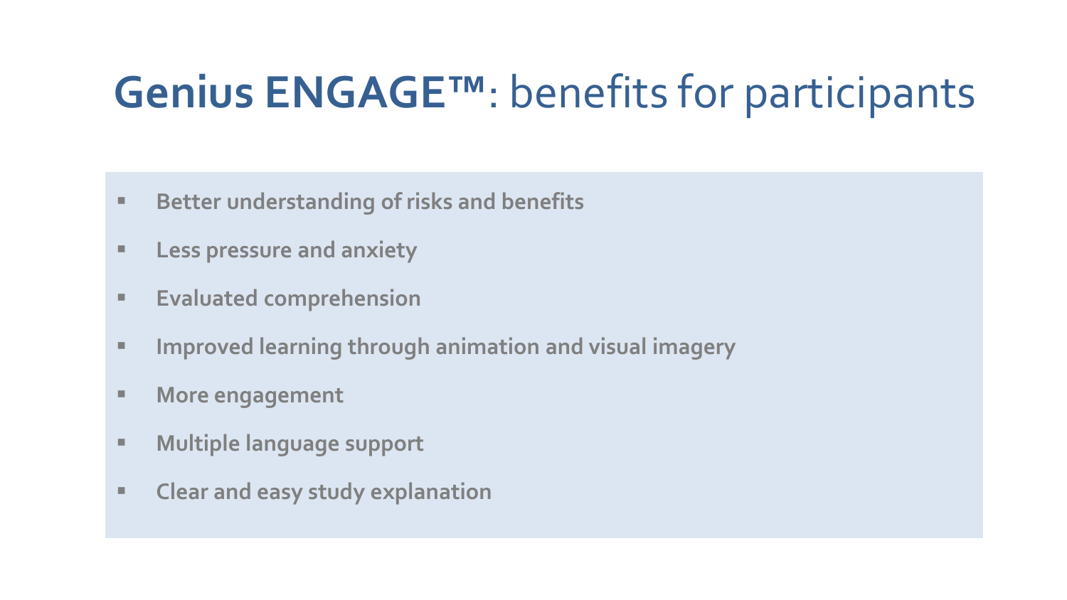# **Genius ENGAGE™**: benefits for participants

- **Better understanding of risks and benefits**
- **Less pressure and anxiety**
- **Evaluated comprehension**
- **Improved learning through animation and visual imagery**
- **More engagement**
- **Multiple language support**
- **Clear and easy study explanation**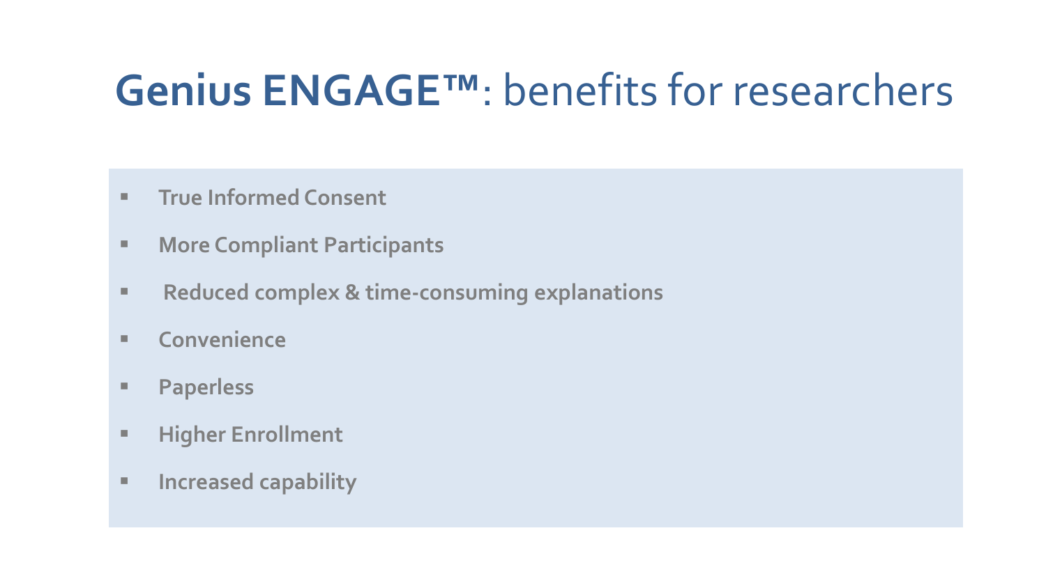# **Genius ENGAGE™**: benefits for researchers

- **True Informed Consent**
- **More Compliant Participants**
- **Reduced complex & time-consuming explanations**
- **Convenience**
- **Paperless**
- **Higher Enrollment**
- **Increased capability**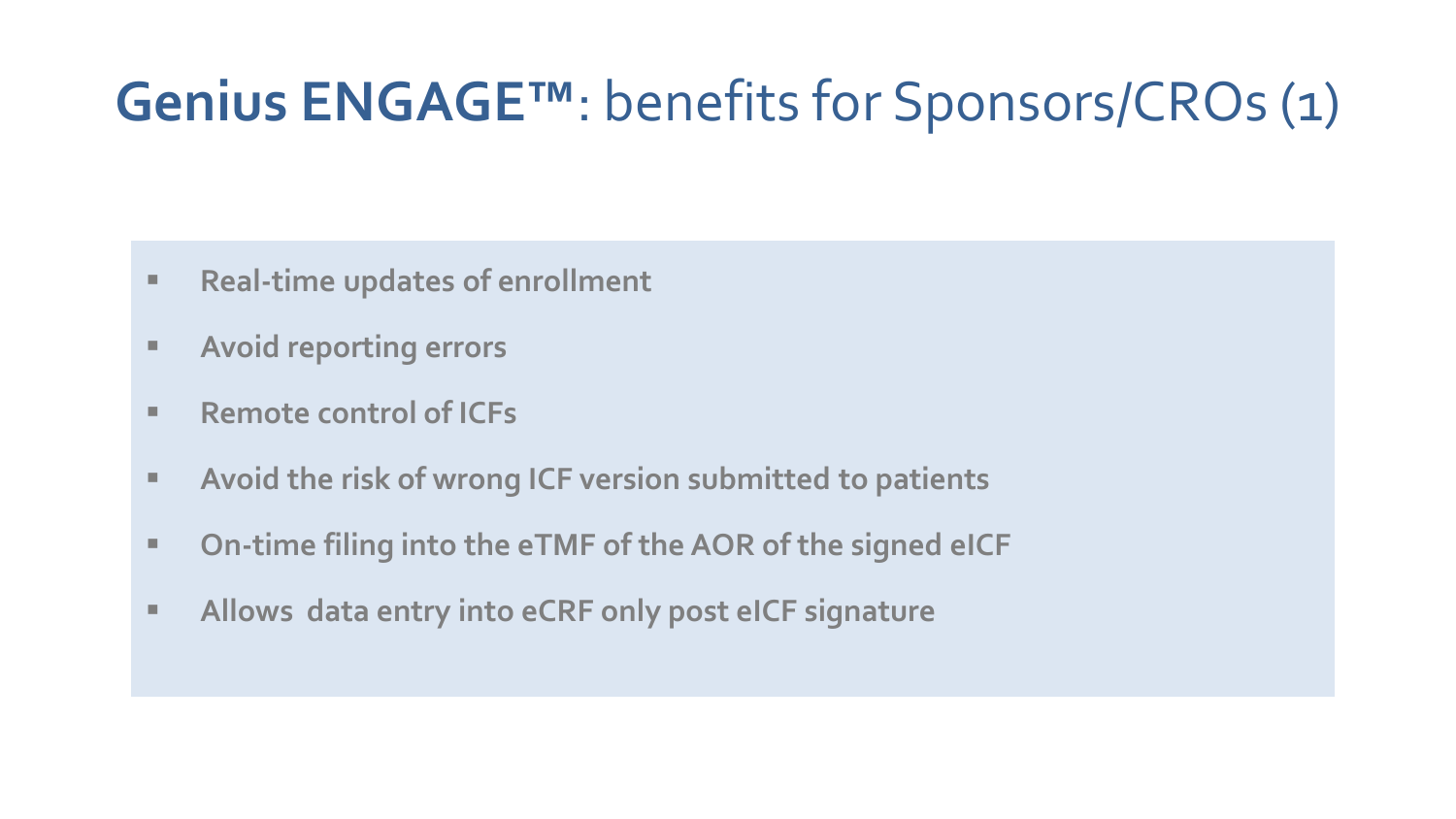# **Genius ENGAGE™**: benefits for Sponsors/CROs (1)

- **Real-time updates of enrollment**
- **Avoid reporting errors**
- **Remote control of ICFs**
- **Avoid the risk of wrong ICF version submitted to patients**
- **On-time filing into the eTMF of the AOR of the signed eICF**
- **Allows data entry into eCRF only post eICF signature**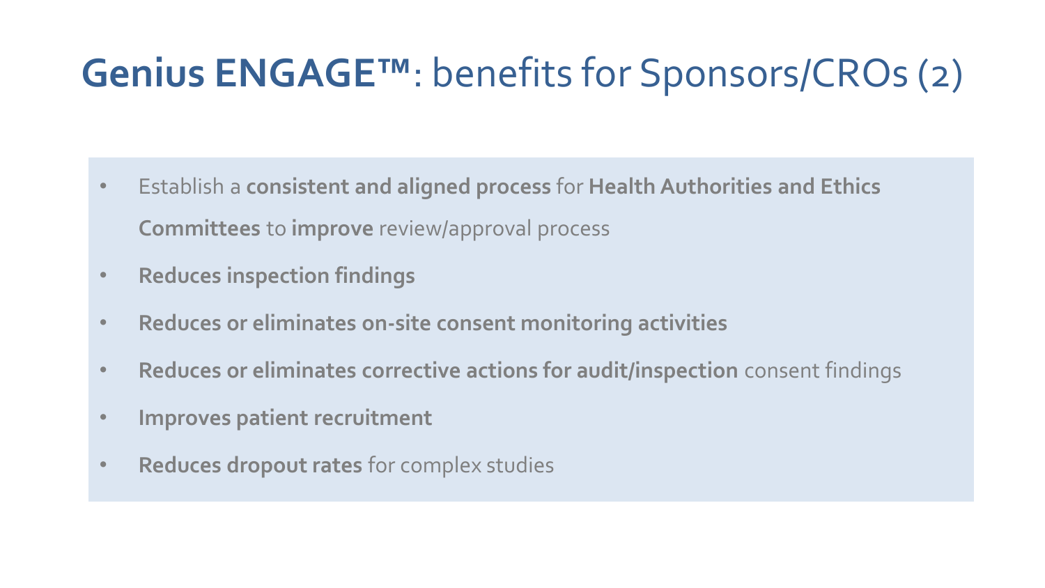# **Genius ENGAGE™**: benefits for Sponsors/CROs (2)

- Establish a **consistent and aligned process** for **Health Authorities and Ethics Committees** to **improve** review/approval process
- **Reduces inspection findings**
- **Reduces or eliminates on-site consent monitoring activities**
- **Reduces or eliminates corrective actions for audit/inspection** consent findings
- **Improves patient recruitment**
- **Reduces dropout rates** for complex studies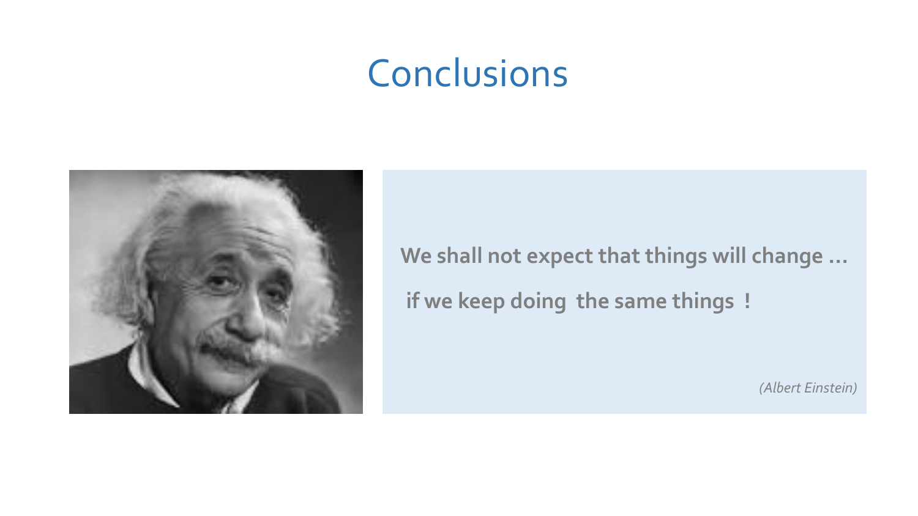# Conclusions

**We shall not expect that things will change …**

**if we keep doing the same things !**

*(Albert Einstein)*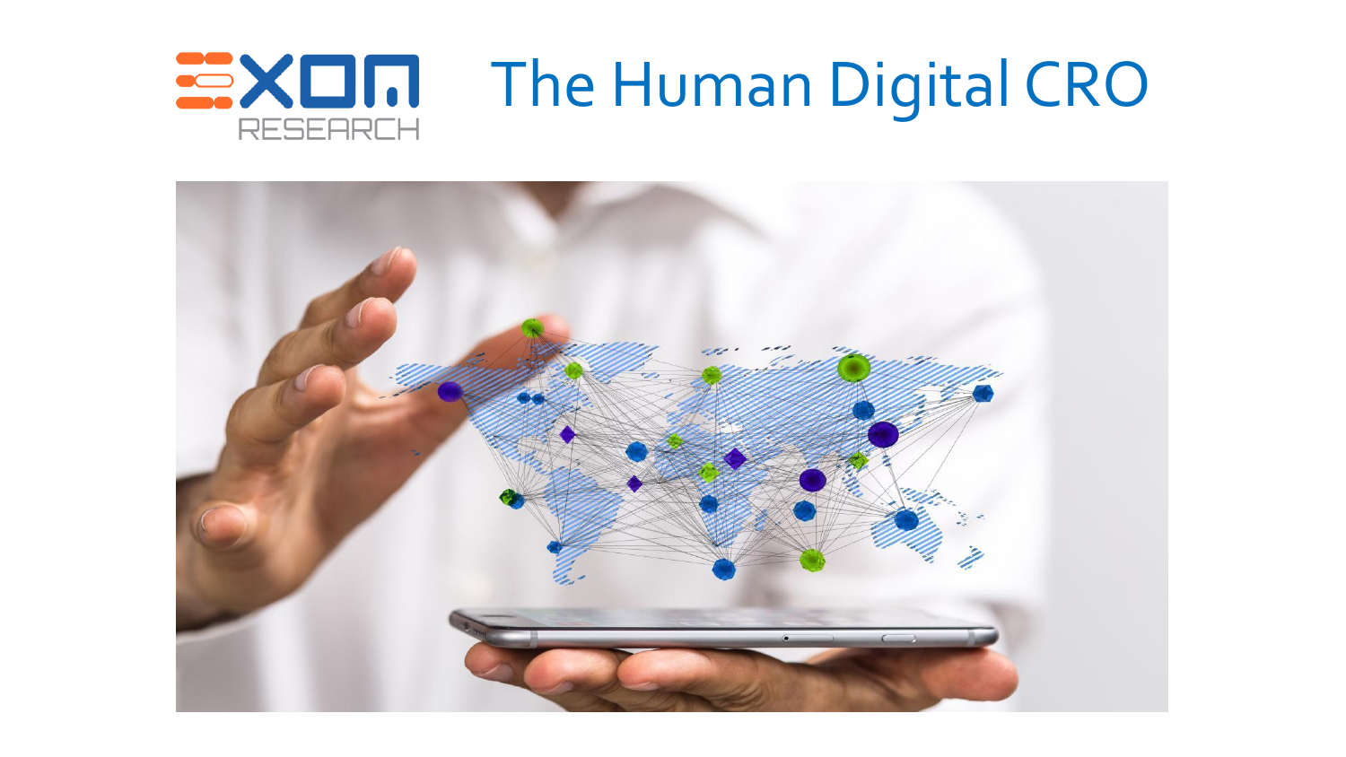# The Human Digital CRO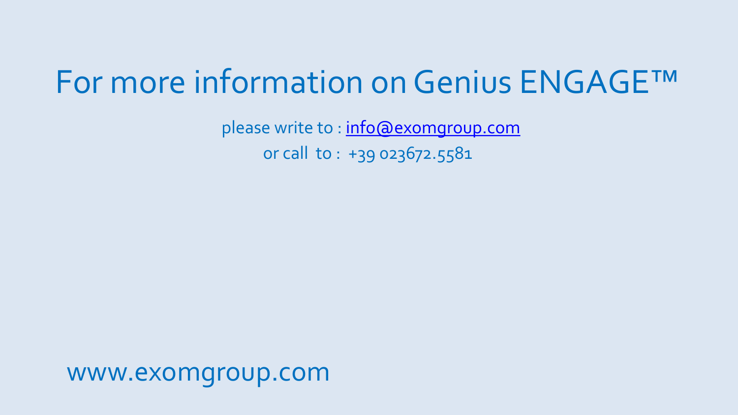# For more information on Genius ENGAGE™

please write to : [info@exomgroup.com](mailto:info@exomgroup.com)

or call to : +39 023672.5581

www.exomgroup.com